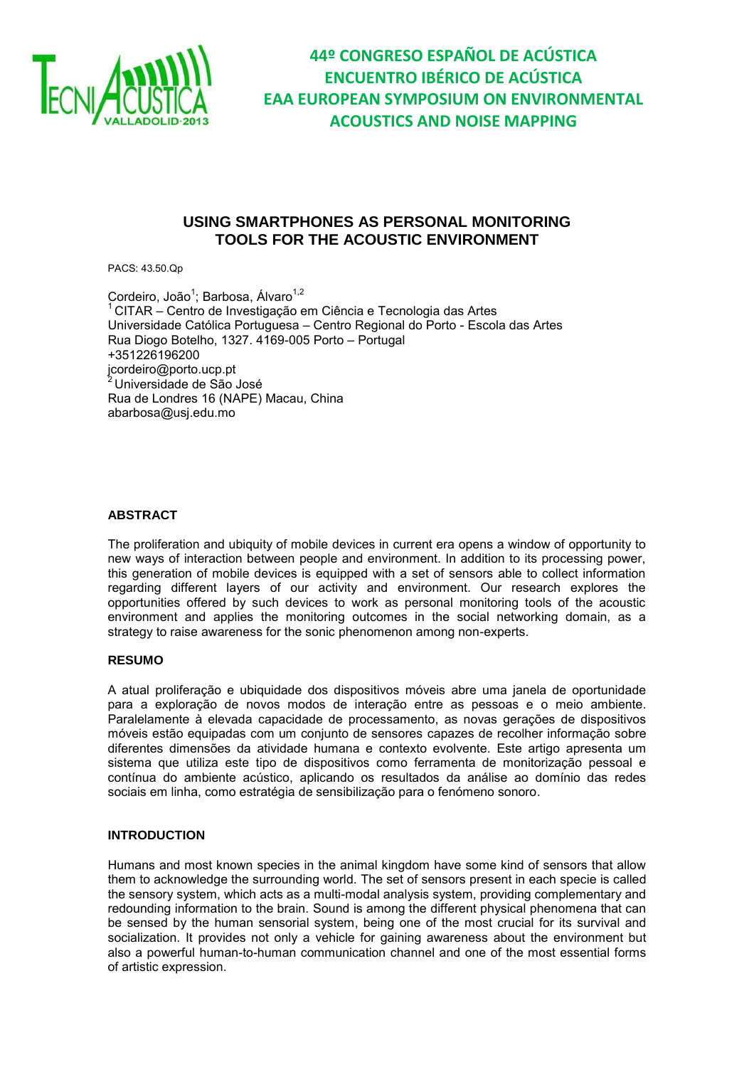# USING SMARTPHONES AS PERSONAL MONITORING TOOLS FOR THE ACOUSTIC ENVIRONMENT

PACS: 43.50.Qp

Cordeiro, João[1]; Barbosa, Álvaro[1,2]
[1] CITAR – Centro de Investigação em Ciência e Tecnologia das Artes
Universidade Católica Portuguesa – Centro Regional do Porto - Escola das Artes
Rua Diogo Botelho, 1327. 4169-005 Porto – Portugal
+351226196200
jcordeiro@porto.ucp.pt
[2] Universidade de São José
Rua de Londres 16 (NAPE) Macau, China
abarbosa@usj.edu.mo

## ABSTRACT

The proliferation and ubiquity of mobile devices in current era opens a window of opportunity to new ways of interaction between people and environment. In addition to its processing power, this generation of mobile devices is equipped with a set of sensors able to collect information regarding different layers of our activity and environment. Our research explores the opportunities offered by such devices to work as personal monitoring tools of the acoustic environment and applies the monitoring outcomes in the social networking domain, as a strategy to raise awareness for the sonic phenomenon among non-experts.

## RESUMO

A atual proliferação e ubiquidade dos dispositivos móveis abre uma janela de oportunidade para a exploração de novos modos de interação entre as pessoas e o meio ambiente. Paralelamente à elevada capacidade de processamento, as novas gerações de dispositivos móveis estão equipadas com um conjunto de sensores capazes de recolher informação sobre diferentes dimensões da atividade humana e contexto evolvente. Este artigo apresenta um sistema que utiliza este tipo de dispositivos como ferramenta de monitorização pessoal e contínua do ambiente acústico, aplicando os resultados da análise ao domínio das redes sociais em linha, como estratégia de sensibilização para o fenómeno sonoro.

## INTRODUCTION

Humans and most known species in the animal kingdom have some kind of sensors that allow them to acknowledge the surrounding world. The set of sensors present in each specie is called the sensory system, which acts as a multi-modal analysis system, providing complementary and redounding information to the brain. Sound is among the different physical phenomena that can be sensed by the human sensorial system, being one of the most crucial for its survival and socialization. It provides not only a vehicle for gaining awareness about the environment but also a powerful human-to-human communication channel and one of the most essential forms of artistic expression.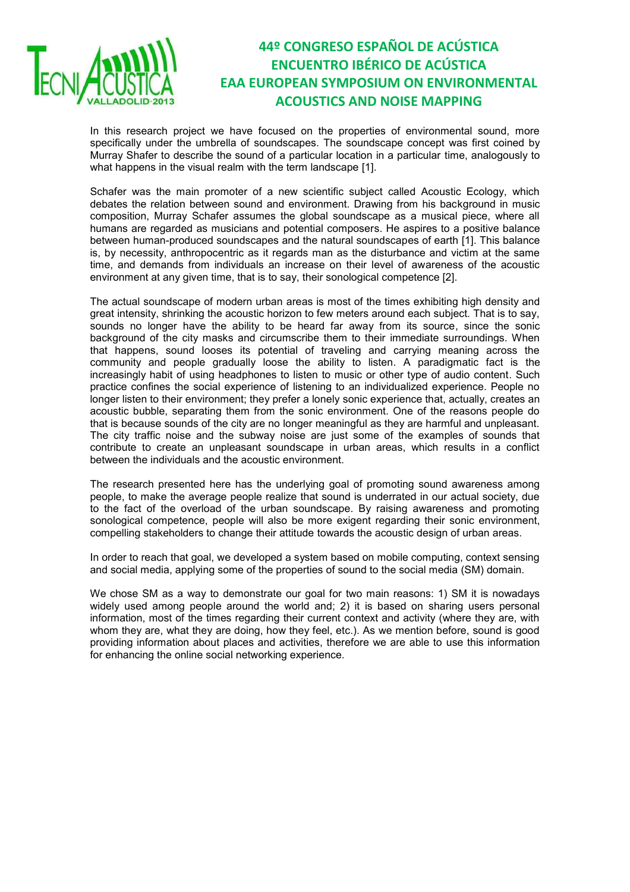In this research project we have focused on the properties of environmental sound, more specifically under the umbrella of soundscapes. The soundscape concept was first coined by Murray Shafer to describe the sound of a particular location in a particular time, analogously to what happens in the visual realm with the term landscape [1].

Schafer was the main promoter of a new scientific subject called Acoustic Ecology, which debates the relation between sound and environment. Drawing from his background in music composition, Murray Schafer assumes the global soundscape as a musical piece, where all humans are regarded as musicians and potential composers. He aspires to a positive balance between human-produced soundscapes and the natural soundscapes of earth [1]. This balance is, by necessity, anthropocentric as it regards man as the disturbance and victim at the same time, and demands from individuals an increase on their level of awareness of the acoustic environment at any given time, that is to say, their sonological competence [2].

The actual soundscape of modern urban areas is most of the times exhibiting high density and great intensity, shrinking the acoustic horizon to few meters around each subject. That is to say, sounds no longer have the ability to be heard far away from its source, since the sonic background of the city masks and circumscribe them to their immediate surroundings. When that happens, sound looses its potential of traveling and carrying meaning across the community and people gradually loose the ability to listen. A paradigmatic fact is the increasingly habit of using headphones to listen to music or other type of audio content. Such practice confines the social experience of listening to an individualized experience. People no longer listen to their environment; they prefer a lonely sonic experience that, actually, creates an acoustic bubble, separating them from the sonic environment. One of the reasons people do that is because sounds of the city are no longer meaningful as they are harmful and unpleasant. The city traffic noise and the subway noise are just some of the examples of sounds that contribute to create an unpleasant soundscape in urban areas, which results in a conflict between the individuals and the acoustic environment.

The research presented here has the underlying goal of promoting sound awareness among people, to make the average people realize that sound is underrated in our actual society, due to the fact of the overload of the urban soundscape. By raising awareness and promoting sonological competence, people will also be more exigent regarding their sonic environment, compelling stakeholders to change their attitude towards the acoustic design of urban areas.

In order to reach that goal, we developed a system based on mobile computing, context sensing and social media, applying some of the properties of sound to the social media (SM) domain.

We chose SM as a way to demonstrate our goal for two main reasons: 1) SM it is nowadays widely used among people around the world and; 2) it is based on sharing users personal information, most of the times regarding their current context and activity (where they are, with whom they are, what they are doing, how they feel, etc.). As we mention before, sound is good providing information about places and activities, therefore we are able to use this information for enhancing the online social networking experience.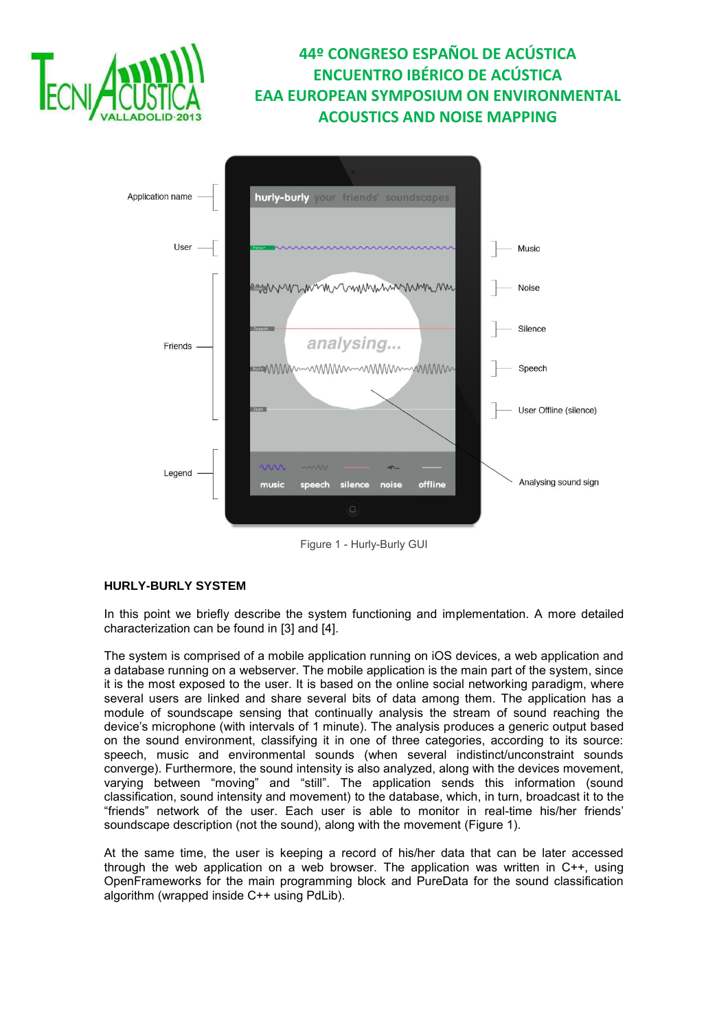Figure 1 - Hurly-Burly GUI

**HURLY-BURLY SYSTEM**

In this point we briefly describe the system functioning and implementation. A more detailed characterization can be found in [3] and [4].

The system is comprised of a mobile application running on iOS devices, a web application and a database running on a webserver. The mobile application is the main part of the system, since it is the most exposed to the user. It is based on the online social networking paradigm, where several users are linked and share several bits of data among them. The application has a module of soundscape sensing that continually analysis the stream of sound reaching the device's microphone (with intervals of 1 minute). The analysis produces a generic output based on the sound environment, classifying it in one of three categories, according to its source: speech, music and environmental sounds (when several indistinct/unconstraint sounds converge). Furthermore, the sound intensity is also analyzed, along with the devices movement, varying between "moving" and "still". The application sends this information (sound classification, sound intensity and movement) to the database, which, in turn, broadcast it to the "friends" network of the user. Each user is able to monitor in real-time his/her friends' soundscape description (not the sound), along with the movement (Figure 1).

At the same time, the user is keeping a record of his/her data that can be later accessed through the web application on a web browser. The application was written in C++, using OpenFrameworks for the main programming block and PureData for the sound classification algorithm (wrapped inside C++ using PdLib).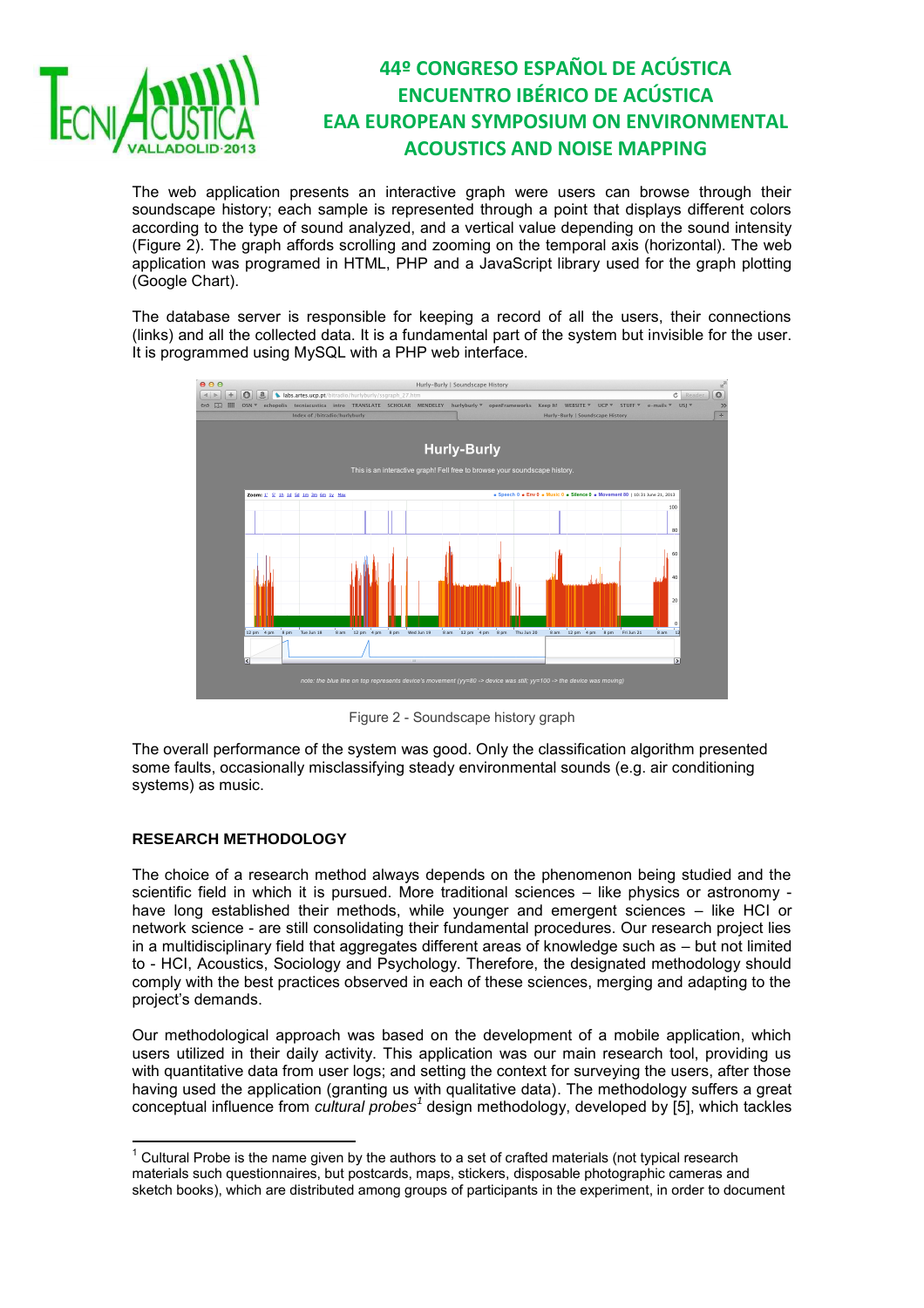The web application presents an interactive graph were users can browse through their soundscape history; each sample is represented through a point that displays different colors according to the type of sound analyzed, and a vertical value depending on the sound intensity (Figure 2). The graph affords scrolling and zooming on the temporal axis (horizontal). The web application was programed in HTML, PHP and a JavaScript library used for the graph plotting (Google Chart).

The database server is responsible for keeping a record of all the users, their connections (links) and all the collected data. It is a fundamental part of the system but invisible for the user. It is programmed using MySQL with a PHP web interface.

Figure 2 - Soundscape history graph

The overall performance of the system was good. Only the classification algorithm presented some faults, occasionally misclassifying steady environmental sounds (e.g. air conditioning systems) as music.

## RESEARCH METHODOLOGY

The choice of a research method always depends on the phenomenon being studied and the scientific field in which it is pursued. More traditional sciences – like physics or astronomy - have long established their methods, while younger and emergent sciences – like HCI or network science - are still consolidating their fundamental procedures. Our research project lies in a multidisciplinary field that aggregates different areas of knowledge such as – but not limited to - HCI, Acoustics, Sociology and Psychology. Therefore, the designated methodology should comply with the best practices observed in each of these sciences, merging and adapting to the project's demands.

Our methodological approach was based on the development of a mobile application, which users utilized in their daily activity. This application was our main research tool, providing us with quantitative data from user logs; and setting the context for surveying the users, after those having used the application (granting us with qualitative data). The methodology suffers a great conceptual influence from *cultural probes*[1] design methodology, developed by [5], which tackles

[1] Cultural Probe is the name given by the authors to a set of crafted materials (not typical research materials such questionnaires, but postcards, maps, stickers, disposable photographic cameras and sketch books), which are distributed among groups of participants in the experiment, in order to document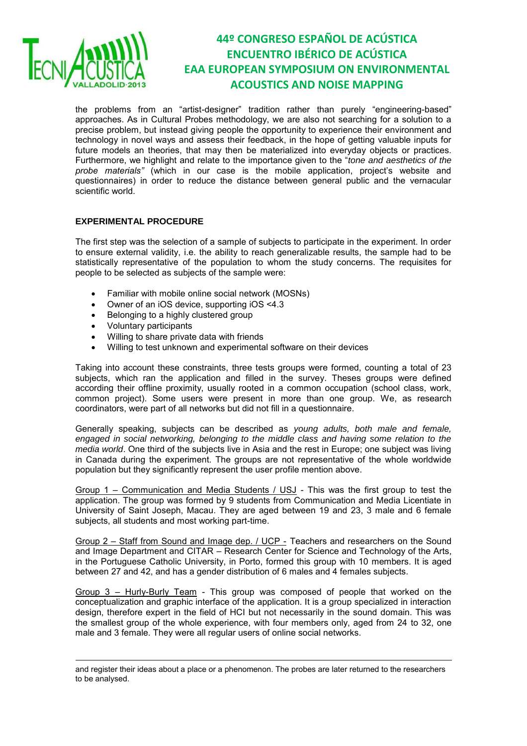the problems from an "artist-designer" tradition rather than purely "engineering-based" approaches. As in Cultural Probes methodology, we are also not searching for a solution to a precise problem, but instead giving people the opportunity to experience their environment and technology in novel ways and assess their feedback, in the hope of getting valuable inputs for future models an theories, that may then be materialized into everyday objects or practices. Furthermore, we highlight and relate to the importance given to the "*tone and aesthetics of the probe materials"* (which in our case is the mobile application, project's website and questionnaires) in order to reduce the distance between general public and the vernacular scientific world.

## EXPERIMENTAL PROCEDURE

The first step was the selection of a sample of subjects to participate in the experiment. In order to ensure external validity, i.e. the ability to reach generalizable results, the sample had to be statistically representative of the population to whom the study concerns. The requisites for people to be selected as subjects of the sample were:

- Familiar with mobile online social network (MOSNs)
- Owner of an iOS device, supporting iOS <4.3
- Belonging to a highly clustered group
- Voluntary participants
- Willing to share private data with friends
- Willing to test unknown and experimental software on their devices

Taking into account these constraints, three tests groups were formed, counting a total of 23 subjects, which ran the application and filled in the survey. Theses groups were defined according their offline proximity, usually rooted in a common occupation (school class, work, common project). Some users were present in more than one group. We, as research coordinators, were part of all networks but did not fill in a questionnaire.

Generally speaking, subjects can be described as *young adults, both male and female, engaged in social networking, belonging to the middle class and having some relation to the media world*. One third of the subjects live in Asia and the rest in Europe; one subject was living in Canada during the experiment. The groups are not representative of the whole worldwide population but they significantly represent the user profile mention above.

<u>Group 1 – Communication and Media Students / USJ</u> - This was the first group to test the application. The group was formed by 9 students from Communication and Media Licentiate in University of Saint Joseph, Macau. They are aged between 19 and 23, 3 male and 6 female subjects, all students and most working part-time.

<u>Group 2 – Staff from Sound and Image dep. / UCP -</u> Teachers and researchers on the Sound and Image Department and CITAR – Research Center for Science and Technology of the Arts, in the Portuguese Catholic University, in Porto, formed this group with 10 members. It is aged between 27 and 42, and has a gender distribution of 6 males and 4 females subjects.

<u>Group 3 – Hurly-Burly Team</u> - This group was composed of people that worked on the conceptualization and graphic interface of the application. It is a group specialized in interaction design, therefore expert in the field of HCI but not necessarily in the sound domain. This was the smallest group of the whole experience, with four members only, aged from 24 to 32, one male and 3 female. They were all regular users of online social networks.

---

and register their ideas about a place or a phenomenon. The probes are later returned to the researchers to be analysed.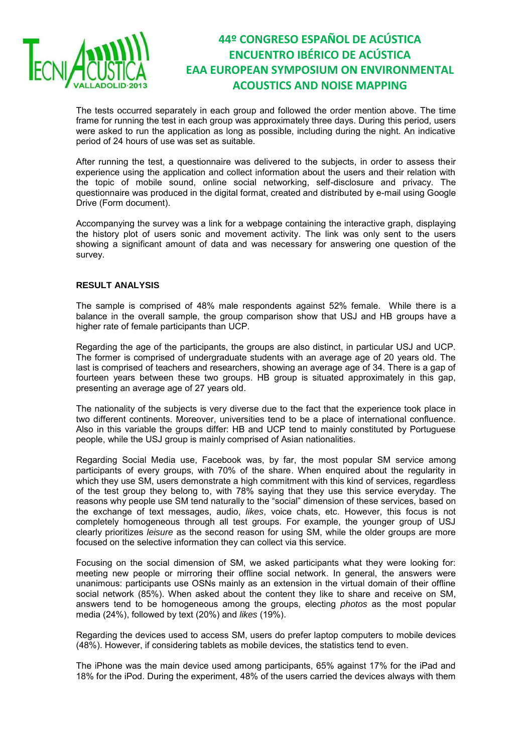The tests occurred separately in each group and followed the order mention above. The time frame for running the test in each group was approximately three days. During this period, users were asked to run the application as long as possible, including during the night. An indicative period of 24 hours of use was set as suitable.

After running the test, a questionnaire was delivered to the subjects, in order to assess their experience using the application and collect information about the users and their relation with the topic of mobile sound, online social networking, self-disclosure and privacy. The questionnaire was produced in the digital format, created and distributed by e-mail using Google Drive (Form document).

Accompanying the survey was a link for a webpage containing the interactive graph, displaying the history plot of users sonic and movement activity. The link was only sent to the users showing a significant amount of data and was necessary for answering one question of the survey.

## RESULT ANALYSIS

The sample is comprised of 48% male respondents against 52% female. While there is a balance in the overall sample, the group comparison show that USJ and HB groups have a higher rate of female participants than UCP.

Regarding the age of the participants, the groups are also distinct, in particular USJ and UCP. The former is comprised of undergraduate students with an average age of 20 years old. The last is comprised of teachers and researchers, showing an average age of 34. There is a gap of fourteen years between these two groups. HB group is situated approximately in this gap, presenting an average age of 27 years old.

The nationality of the subjects is very diverse due to the fact that the experience took place in two different continents. Moreover, universities tend to be a place of international confluence. Also in this variable the groups differ: HB and UCP tend to mainly constituted by Portuguese people, while the USJ group is mainly comprised of Asian nationalities.

Regarding Social Media use, Facebook was, by far, the most popular SM service among participants of every groups, with 70% of the share. When enquired about the regularity in which they use SM, users demonstrate a high commitment with this kind of services, regardless of the test group they belong to, with 78% saying that they use this service everyday. The reasons why people use SM tend naturally to the "social" dimension of these services, based on the exchange of text messages, audio, *likes*, voice chats, etc. However, this focus is not completely homogeneous through all test groups. For example, the younger group of USJ clearly prioritizes *leisure* as the second reason for using SM, while the older groups are more focused on the selective information they can collect via this service.

Focusing on the social dimension of SM, we asked participants what they were looking for: meeting new people or mirroring their offline social network. In general, the answers were unanimous: participants use OSNs mainly as an extension in the virtual domain of their offline social network (85%). When asked about the content they like to share and receive on SM, answers tend to be homogeneous among the groups, electing *photos* as the most popular media (24%), followed by text (20%) and *likes* (19%).

Regarding the devices used to access SM, users do prefer laptop computers to mobile devices (48%). However, if considering tablets as mobile devices, the statistics tend to even.

The iPhone was the main device used among participants, 65% against 17% for the iPad and 18% for the iPod. During the experiment, 48% of the users carried the devices always with them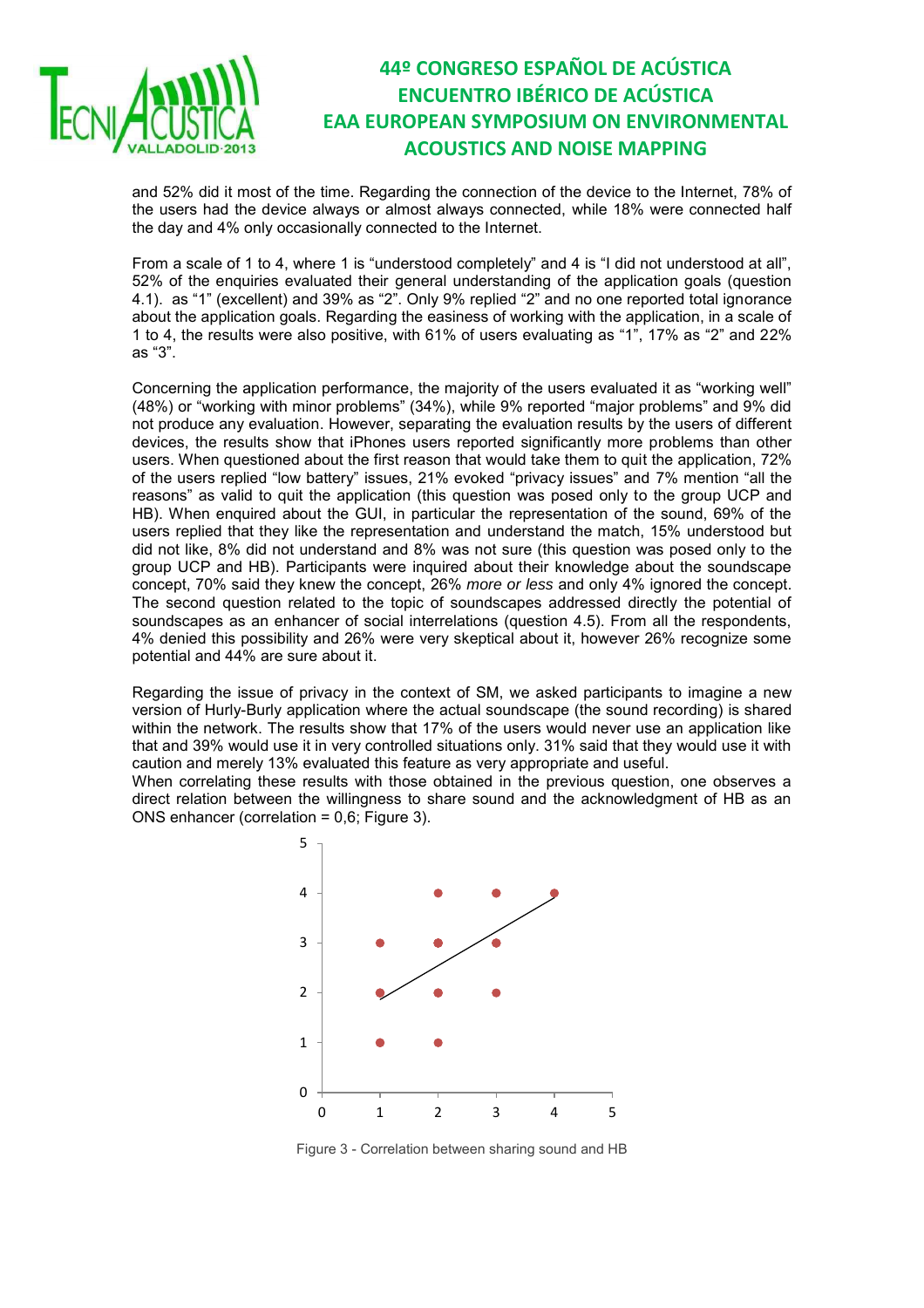and 52% did it most of the time. Regarding the connection of the device to the Internet, 78% of the users had the device always or almost always connected, while 18% were connected half the day and 4% only occasionally connected to the Internet.

From a scale of 1 to 4, where 1 is "understood completely" and 4 is "I did not understood at all", 52% of the enquiries evaluated their general understanding of the application goals (question 4.1). as "1" (excellent) and 39% as "2". Only 9% replied "2" and no one reported total ignorance about the application goals. Regarding the easiness of working with the application, in a scale of 1 to 4, the results were also positive, with 61% of users evaluating as "1", 17% as "2" and 22% as "3".

Concerning the application performance, the majority of the users evaluated it as "working well" (48%) or "working with minor problems" (34%), while 9% reported "major problems" and 9% did not produce any evaluation. However, separating the evaluation results by the users of different devices, the results show that iPhones users reported significantly more problems than other users. When questioned about the first reason that would take them to quit the application, 72% of the users replied "low battery" issues, 21% evoked "privacy issues" and 7% mention "all the reasons" as valid to quit the application (this question was posed only to the group UCP and HB). When enquired about the GUI, in particular the representation of the sound, 69% of the users replied that they like the representation and understand the match, 15% understood but did not like, 8% did not understand and 8% was not sure (this question was posed only to the group UCP and HB). Participants were inquired about their knowledge about the soundscape concept, 70% said they knew the concept, 26% *more or less* and only 4% ignored the concept. The second question related to the topic of soundscapes addressed directly the potential of soundscapes as an enhancer of social interrelations (question 4.5). From all the respondents, 4% denied this possibility and 26% were very skeptical about it, however 26% recognize some potential and 44% are sure about it.

Regarding the issue of privacy in the context of SM, we asked participants to imagine a new version of Hurly-Burly application where the actual soundscape (the sound recording) is shared within the network. The results show that 17% of the users would never use an application like that and 39% would use it in very controlled situations only. 31% said that they would use it with caution and merely 13% evaluated this feature as very appropriate and useful.
When correlating these results with those obtained in the previous question, one observes a direct relation between the willingness to share sound and the acknowledgment of HB as an ONS enhancer (correlation = 0,6; Figure 3).

Figure 3 - Correlation between sharing sound and HB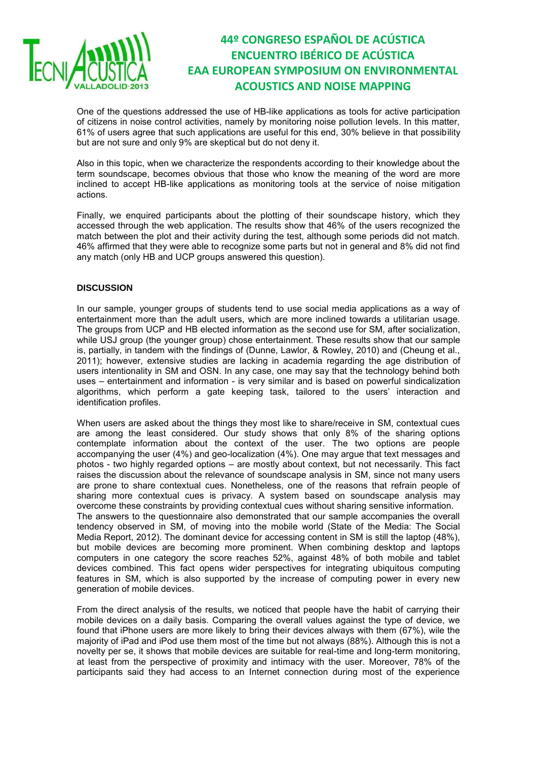One of the questions addressed the use of HB-like applications as tools for active participation of citizens in noise control activities, namely by monitoring noise pollution levels. In this matter, 61% of users agree that such applications are useful for this end, 30% believe in that possibility but are not sure and only 9% are skeptical but do not deny it.

Also in this topic, when we characterize the respondents according to their knowledge about the term soundscape, becomes obvious that those who know the meaning of the word are more inclined to accept HB-like applications as monitoring tools at the service of noise mitigation actions.

Finally, we enquired participants about the plotting of their soundscape history, which they accessed through the web application. The results show that 46% of the users recognized the match between the plot and their activity during the test, although some periods did not match. 46% affirmed that they were able to recognize some parts but not in general and 8% did not find any match (only HB and UCP groups answered this question).

## DISCUSSION

In our sample, younger groups of students tend to use social media applications as a way of entertainment more than the adult users, which are more inclined towards a utilitarian usage. The groups from UCP and HB elected information as the second use for SM, after socialization, while USJ group (the younger group) chose entertainment. These results show that our sample is, partially, in tandem with the findings of (Dunne, Lawlor, & Rowley, 2010) and (Cheung et al., 2011); however, extensive studies are lacking in academia regarding the age distribution of users intentionality in SM and OSN. In any case, one may say that the technology behind both uses – entertainment and information - is very similar and is based on powerful sindicalization algorithms, which perform a gate keeping task, tailored to the users' interaction and identification profiles.

When users are asked about the things they most like to share/receive in SM, contextual cues are among the least considered. Our study shows that only 8% of the sharing options contemplate information about the context of the user. The two options are people accompanying the user (4%) and geo-localization (4%). One may argue that text messages and photos - two highly regarded options – are mostly about context, but not necessarily. This fact raises the discussion about the relevance of soundscape analysis in SM, since not many users are prone to share contextual cues. Nonetheless, one of the reasons that refrain people of sharing more contextual cues is privacy. A system based on soundscape analysis may overcome these constraints by providing contextual cues without sharing sensitive information.
The answers to the questionnaire also demonstrated that our sample accompanies the overall tendency observed in SM, of moving into the mobile world (State of the Media: The Social Media Report, 2012). The dominant device for accessing content in SM is still the laptop (48%), but mobile devices are becoming more prominent. When combining desktop and laptops computers in one category the score reaches 52%, against 48% of both mobile and tablet devices combined. This fact opens wider perspectives for integrating ubiquitous computing features in SM, which is also supported by the increase of computing power in every new generation of mobile devices.

From the direct analysis of the results, we noticed that people have the habit of carrying their mobile devices on a daily basis. Comparing the overall values against the type of device, we found that iPhone users are more likely to bring their devices always with them (67%), wile the majority of iPad and iPod use them most of the time but not always (88%). Although this is not a novelty per se, it shows that mobile devices are suitable for real-time and long-term monitoring, at least from the perspective of proximity and intimacy with the user. Moreover, 78% of the participants said they had access to an Internet connection during most of the experience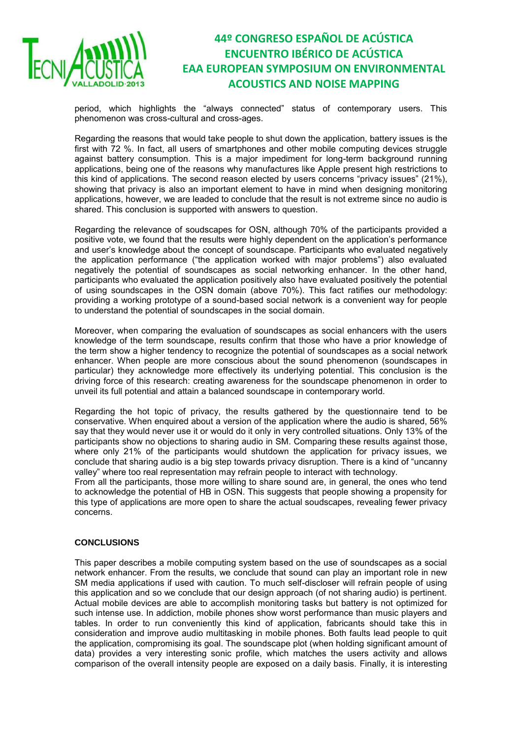period, which highlights the "always connected" status of contemporary users. This phenomenon was cross-cultural and cross-ages.

Regarding the reasons that would take people to shut down the application, battery issues is the first with 72 %. In fact, all users of smartphones and other mobile computing devices struggle against battery consumption. This is a major impediment for long-term background running applications, being one of the reasons why manufactures like Apple present high restrictions to this kind of applications. The second reason elected by users concerns "privacy issues" (21%), showing that privacy is also an important element to have in mind when designing monitoring applications, however, we are leaded to conclude that the result is not extreme since no audio is shared. This conclusion is supported with answers to question.

Regarding the relevance of soudscapes for OSN, although 70% of the participants provided a positive vote, we found that the results were highly dependent on the application's performance and user's knowledge about the concept of soundscape. Participants who evaluated negatively the application performance ("the application worked with major problems") also evaluated negatively the potential of soundscapes as social networking enhancer. In the other hand, participants who evaluated the application positively also have evaluated positively the potential of using soundscapes in the OSN domain (above 70%). This fact ratifies our methodology: providing a working prototype of a sound-based social network is a convenient way for people to understand the potential of soundscapes in the social domain.

Moreover, when comparing the evaluation of soundscapes as social enhancers with the users knowledge of the term soundscape, results confirm that those who have a prior knowledge of the term show a higher tendency to recognize the potential of soundscapes as a social network enhancer. When people are more conscious about the sound phenomenon (soundscapes in particular) they acknowledge more effectively its underlying potential. This conclusion is the driving force of this research: creating awareness for the soundscape phenomenon in order to unveil its full potential and attain a balanced soundscape in contemporary world.

Regarding the hot topic of privacy, the results gathered by the questionnaire tend to be conservative. When enquired about a version of the application where the audio is shared, 56% say that they would never use it or would do it only in very controlled situations. Only 13% of the participants show no objections to sharing audio in SM. Comparing these results against those, where only 21% of the participants would shutdown the application for privacy issues, we conclude that sharing audio is a big step towards privacy disruption. There is a kind of "uncanny valley" where too real representation may refrain people to interact with technology.
From all the participants, those more willing to share sound are, in general, the ones who tend to acknowledge the potential of HB in OSN. This suggests that people showing a propensity for this type of applications are more open to share the actual soudscapes, revealing fewer privacy concerns.

**CONCLUSIONS**

This paper describes a mobile computing system based on the use of soundscapes as a social network enhancer. From the results, we conclude that sound can play an important role in new SM media applications if used with caution. To much self-discloser will refrain people of using this application and so we conclude that our design approach (of not sharing audio) is pertinent. Actual mobile devices are able to accomplish monitoring tasks but battery is not optimized for such intense use. In addiction, mobile phones show worst performance than music players and tables. In order to run conveniently this kind of application, fabricants should take this in consideration and improve audio multitasking in mobile phones. Both faults lead people to quit the application, compromising its goal. The soundscape plot (when holding significant amount of data) provides a very interesting sonic profile, which matches the users activity and allows comparison of the overall intensity people are exposed on a daily basis. Finally, it is interesting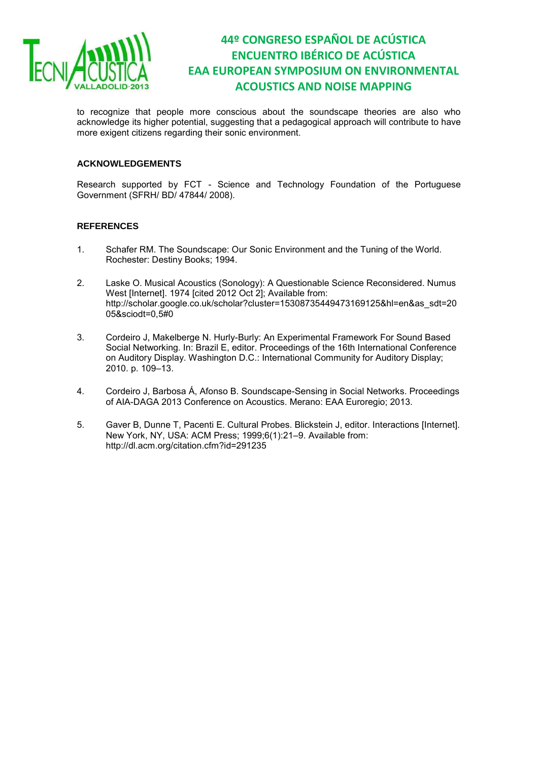to recognize that people more conscious about the soundscape theories are also who acknowledge its higher potential, suggesting that a pedagogical approach will contribute to have more exigent citizens regarding their sonic environment.

## ACKNOWLEDGEMENTS

Research supported by FCT - Science and Technology Foundation of the Portuguese Government (SFRH/ BD/ 47844/ 2008).

## REFERENCES

1. Schafer RM. The Soundscape: Our Sonic Environment and the Tuning of the World. Rochester: Destiny Books; 1994.

2. Laske O. Musical Acoustics (Sonology): A Questionable Science Reconsidered. Numus West [Internet]. 1974 [cited 2012 Oct 2]; Available from: http://scholar.google.co.uk/scholar?cluster=15308735449473169125&hl=en&as_sdt=2005&sciodt=0,5#0

3. Cordeiro J, Makelberge N. Hurly-Burly: An Experimental Framework For Sound Based Social Networking. In: Brazil E, editor. Proceedings of the 16th International Conference on Auditory Display. Washington D.C.: International Community for Auditory Display; 2010. p. 109–13.

4. Cordeiro J, Barbosa Á, Afonso B. Soundscape-Sensing in Social Networks. Proceedings of AIA-DAGA 2013 Conference on Acoustics. Merano: EAA Euroregio; 2013.

5. Gaver B, Dunne T, Pacenti E. Cultural Probes. Blickstein J, editor. Interactions [Internet]. New York, NY, USA: ACM Press; 1999;6(1):21–9. Available from: http://dl.acm.org/citation.cfm?id=291235